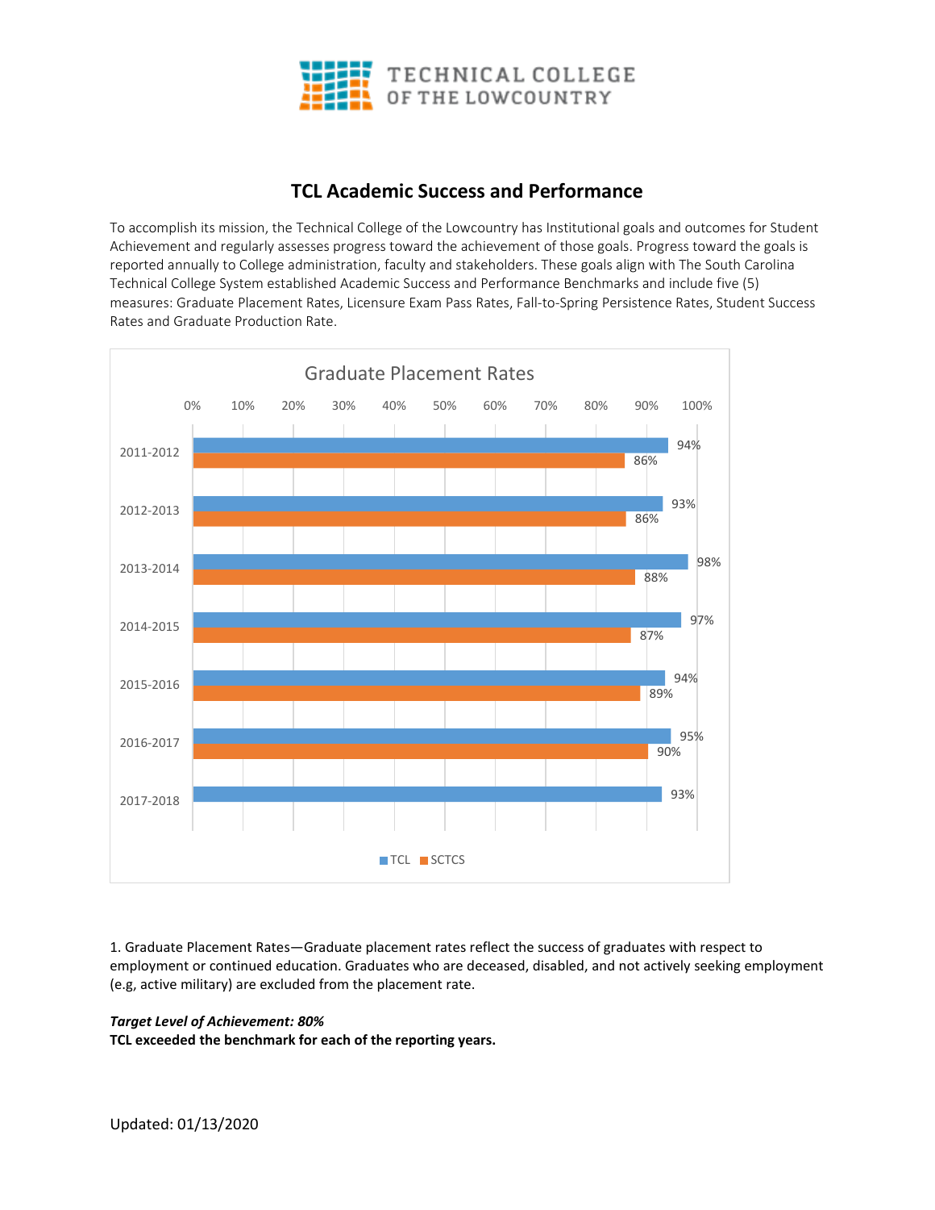TECHNICAL COLLEGE OF THE LOWCOUNTRY

# TCL Academic Success and Performance

To accomplish its mission, the Technical College of the Lowcountry has Institutional goals and outcomes for Student Achievement and regularly assesses progress toward the achievement of those goals. Progress toward the goals is reported annually to College administration, faculty and stakeholders. These goals align with The South Carolina Technical College System established Academic Success and Performance Benchmarks and include five (5) measures: Graduate Placement Rates, Licensure Exam Pass Rates, Fall-to-Spring Persistence Rates, Student Success Rates and Graduate Production Rate.

**Graduate Placement Rates**

| Year | TCL | SCTCS |
|---|---|---|
| 2011-2012 | 94% | 86% |
| 2012-2013 | 93% | 86% |
| 2013-2014 | 98% | 88% |
| 2014-2015 | 97% | 87% |
| 2015-2016 | 94% | 89% |
| 2016-2017 | 95% | 90% |
| 2017-2018 | 93% | |

1. Graduate Placement Rates—Graduate placement rates reflect the success of graduates with respect to employment or continued education. Graduates who are deceased, disabled, and not actively seeking employment (e.g, active military) are excluded from the placement rate.

***Target Level of Achievement: 80%***

**TCL exceeded the benchmark for each of the reporting years.**

Updated: 01/13/2020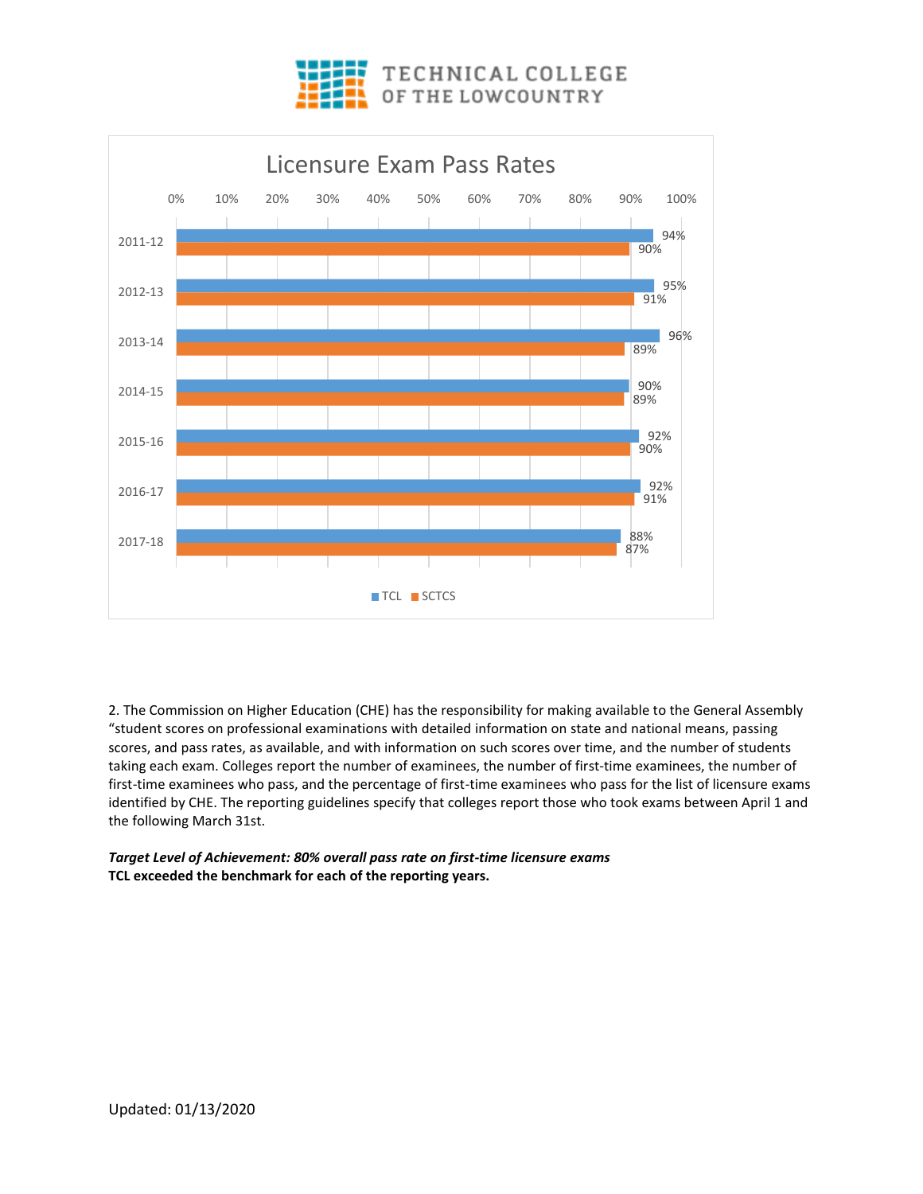TECHNICAL COLLEGE OF THE LOWCOUNTRY

**Licensure Exam Pass Rates**

| Year | TCL | SCTCS |
|---|---|---|
| 2011-12 | 94% | 90% |
| 2012-13 | 95% | 91% |
| 2013-14 | 96% | 89% |
| 2014-15 | 90% | 89% |
| 2015-16 | 92% | 90% |
| 2016-17 | 92% | 91% |
| 2017-18 | 88% | 87% |

2. The Commission on Higher Education (CHE) has the responsibility for making available to the General Assembly "student scores on professional examinations with detailed information on state and national means, passing scores, and pass rates, as available, and with information on such scores over time, and the number of students taking each exam. Colleges report the number of examinees, the number of first-time examinees, the number of first-time examinees who pass, and the percentage of first-time examinees who pass for the list of licensure exams identified by CHE. The reporting guidelines specify that colleges report those who took exams between April 1 and the following March 31st.

***Target Level of Achievement: 80% overall pass rate on first-time licensure exams***
**TCL exceeded the benchmark for each of the reporting years.**

Updated: 01/13/2020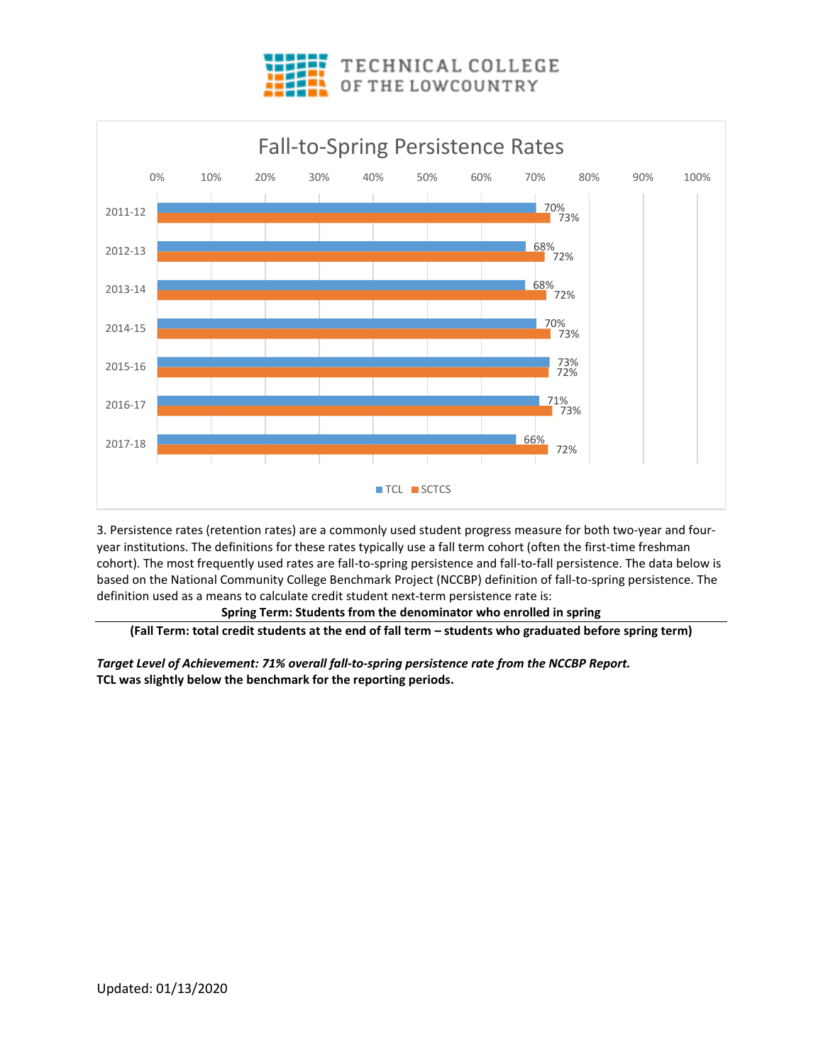TECHNICAL COLLEGE OF THE LOWCOUNTRY

## Fall-to-Spring Persistence Rates

| Year | TCL | SCTCS |
|---|---|---|
| 2011-12 | 70% | 73% |
| 2012-13 | 68% | 72% |
| 2013-14 | 68% | 72% |
| 2014-15 | 70% | 73% |
| 2015-16 | 73% | 72% |
| 2016-17 | 71% | 73% |
| 2017-18 | 66% | 72% |

3. Persistence rates (retention rates) are a commonly used student progress measure for both two-year and four-year institutions. The definitions for these rates typically use a fall term cohort (often the first-time freshman cohort). The most frequently used rates are fall-to-spring persistence and fall-to-fall persistence. The data below is based on the National Community College Benchmark Project (NCCBP) definition of fall-to-spring persistence. The definition used as a means to calculate credit student next-term persistence rate is:

$$\frac{\textbf{Spring Term: Students from the denominator who enrolled in spring}}{\textbf{(Fall Term: total credit students at the end of fall term – students who graduated before spring term)}}$$

***Target Level of Achievement: 71% overall fall-to-spring persistence rate from the NCCBP Report.***
**TCL was slightly below the benchmark for the reporting periods.**

Updated: 01/13/2020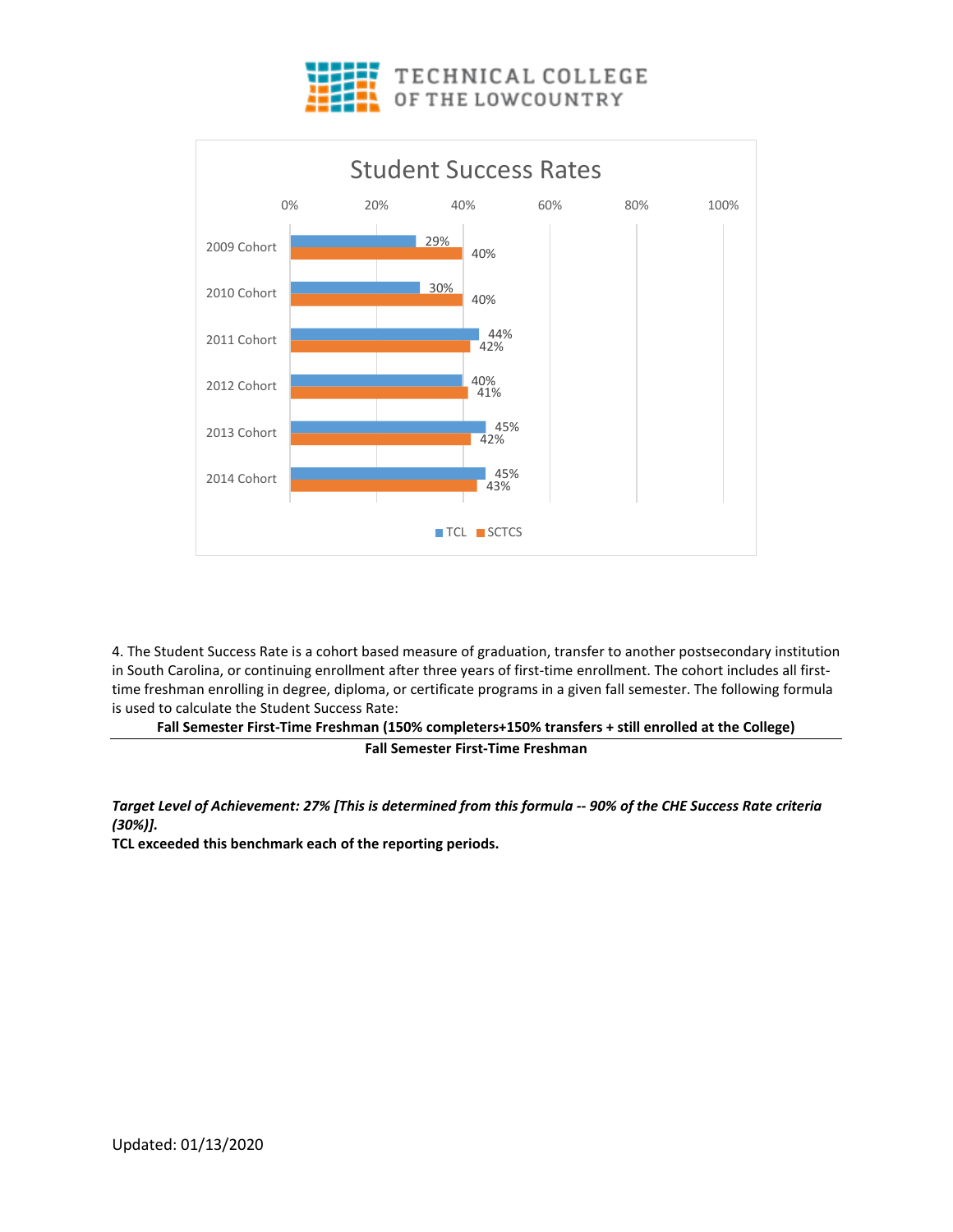TECHNICAL COLLEGE OF THE LOWCOUNTRY

## Student Success Rates

| Cohort | TCL | SCTCS |
|---|---|---|
| 2009 Cohort | 29% | 40% |
| 2010 Cohort | 30% | 40% |
| 2011 Cohort | 44% | 42% |
| 2012 Cohort | 40% | 41% |
| 2013 Cohort | 45% | 42% |
| 2014 Cohort | 45% | 43% |

4. The Student Success Rate is a cohort based measure of graduation, transfer to another postsecondary institution in South Carolina, or continuing enrollment after three years of first-time enrollment. The cohort includes all first-time freshman enrolling in degree, diploma, or certificate programs in a given fall semester. The following formula is used to calculate the Student Success Rate:

$$\frac{\textbf{Fall Semester First-Time Freshman (150\% completers+150\% transfers + still enrolled at the College)}}{\textbf{Fall Semester First-Time Freshman}}$$

***Target Level of Achievement: 27% [This is determined from this formula -- 90% of the CHE Success Rate criteria (30%)].***

**TCL exceeded this benchmark each of the reporting periods.**

Updated: 01/13/2020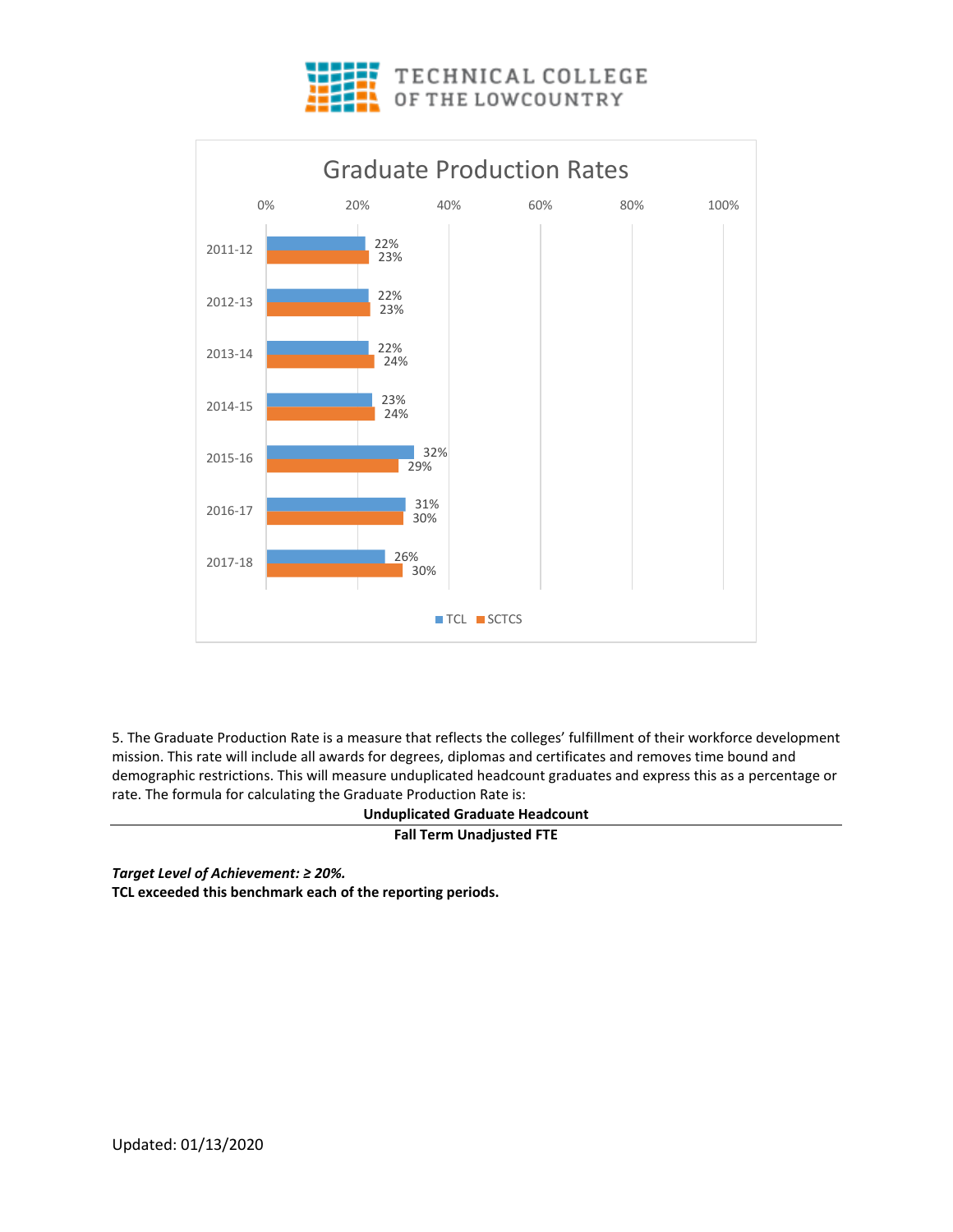TECHNICAL COLLEGE OF THE LOWCOUNTRY

Graduate Production Rates

0%
20%
40%
60%
80%
100%

2011-12
22%
23%

2012-13
22%
23%

2013-14
22%
24%

2014-15
23%
24%

2015-16
32%
29%

2016-17
31%
30%

2017-18
26%
30%

TCL
SCTCS

5. The Graduate Production Rate is a measure that reflects the colleges' fulfillment of their workforce development mission. This rate will include all awards for degrees, diplomas and certificates and removes time bound and demographic restrictions. This will measure unduplicated headcount graduates and express this as a percentage or rate. The formula for calculating the Graduate Production Rate is:

$$\frac{\textbf{Unduplicated Graduate Headcount}}{\textbf{Fall Term Unadjusted FTE}}$$

***Target Level of Achievement: ≥ 20%.***
**TCL exceeded this benchmark each of the reporting periods.**

Updated: 01/13/2020